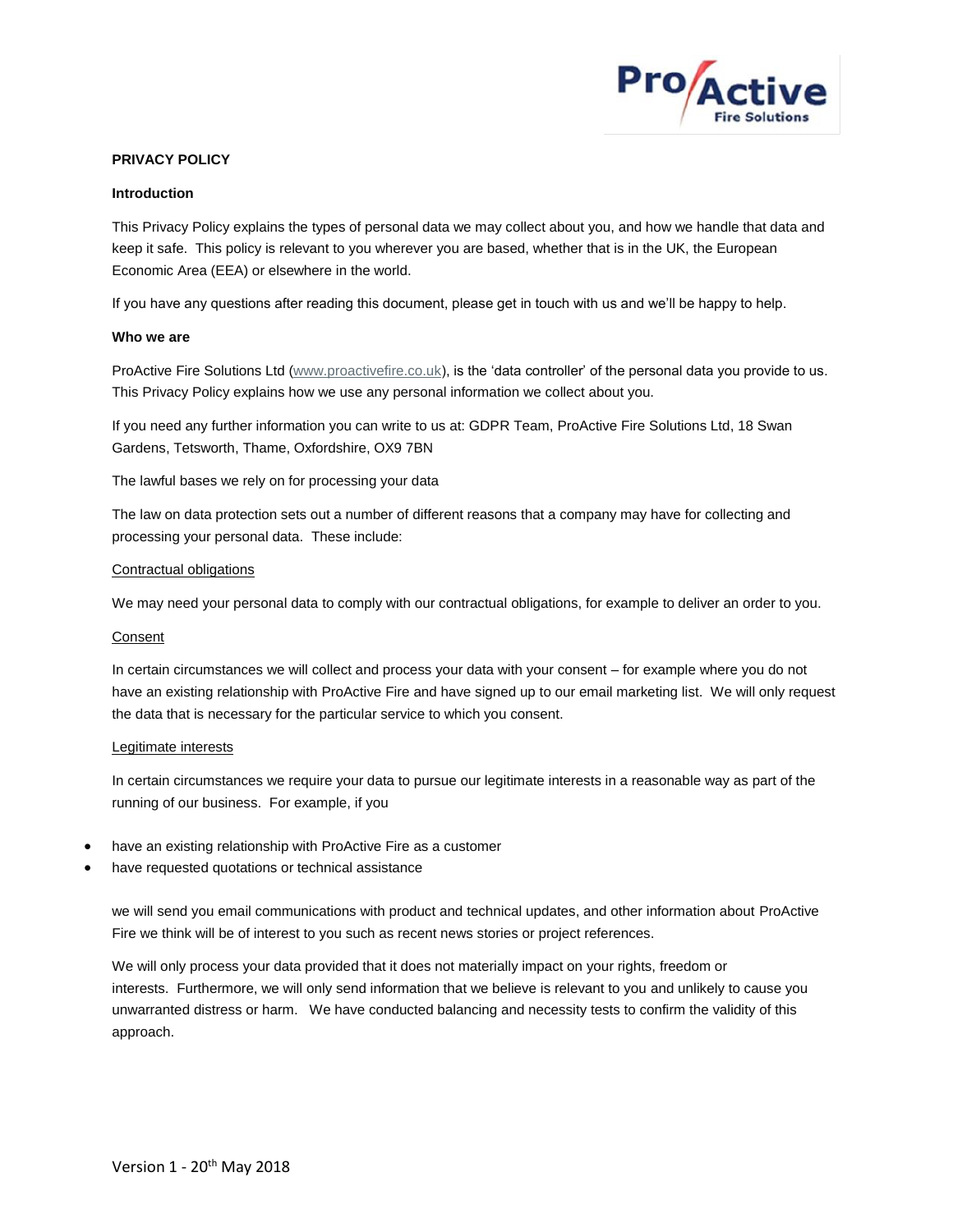# PRIVACY POLICY

## Introduction

This Privacy Policy explains the types of personal data we may collect about you, and how we handle that data and keep it safe. This policy is relevant to you wherever you are based, whether that is in the UK, the European Economic Area (EEA) or elsewhere in the world.

If you have any questions after reading this document, please get in touch with us and we'll be happy to help.

## Who we are

ProActive Fire Solutions Ltd (www.proactivefire.co.uk), is the 'data controller' of the personal data you provide to us. This Privacy Policy explains how we use any personal information we collect about you.

If you need any further information you can write to us at: GDPR Team, ProActive Fire Solutions Ltd, 18 Swan Gardens, Tetsworth, Thame, Oxfordshire, OX9 7BN

The lawful bases we rely on for processing your data

The law on data protection sets out a number of different reasons that a company may have for collecting and processing your personal data. These include:

### Contractual obligations

We may need your personal data to comply with our contractual obligations, for example to deliver an order to you.

### Consent

In certain circumstances we will collect and process your data with your consent – for example where you do not have an existing relationship with ProActive Fire and have signed up to our email marketing list. We will only request the data that is necessary for the particular service to which you consent.

### Legitimate interests

In certain circumstances we require your data to pursue our legitimate interests in a reasonable way as part of the running of our business. For example, if you

- have an existing relationship with ProActive Fire as a customer
- have requested quotations or technical assistance

we will send you email communications with product and technical updates, and other information about ProActive Fire we think will be of interest to you such as recent news stories or project references.

We will only process your data provided that it does not materially impact on your rights, freedom or interests. Furthermore, we will only send information that we believe is relevant to you and unlikely to cause you unwarranted distress or harm. We have conducted balancing and necessity tests to confirm the validity of this approach.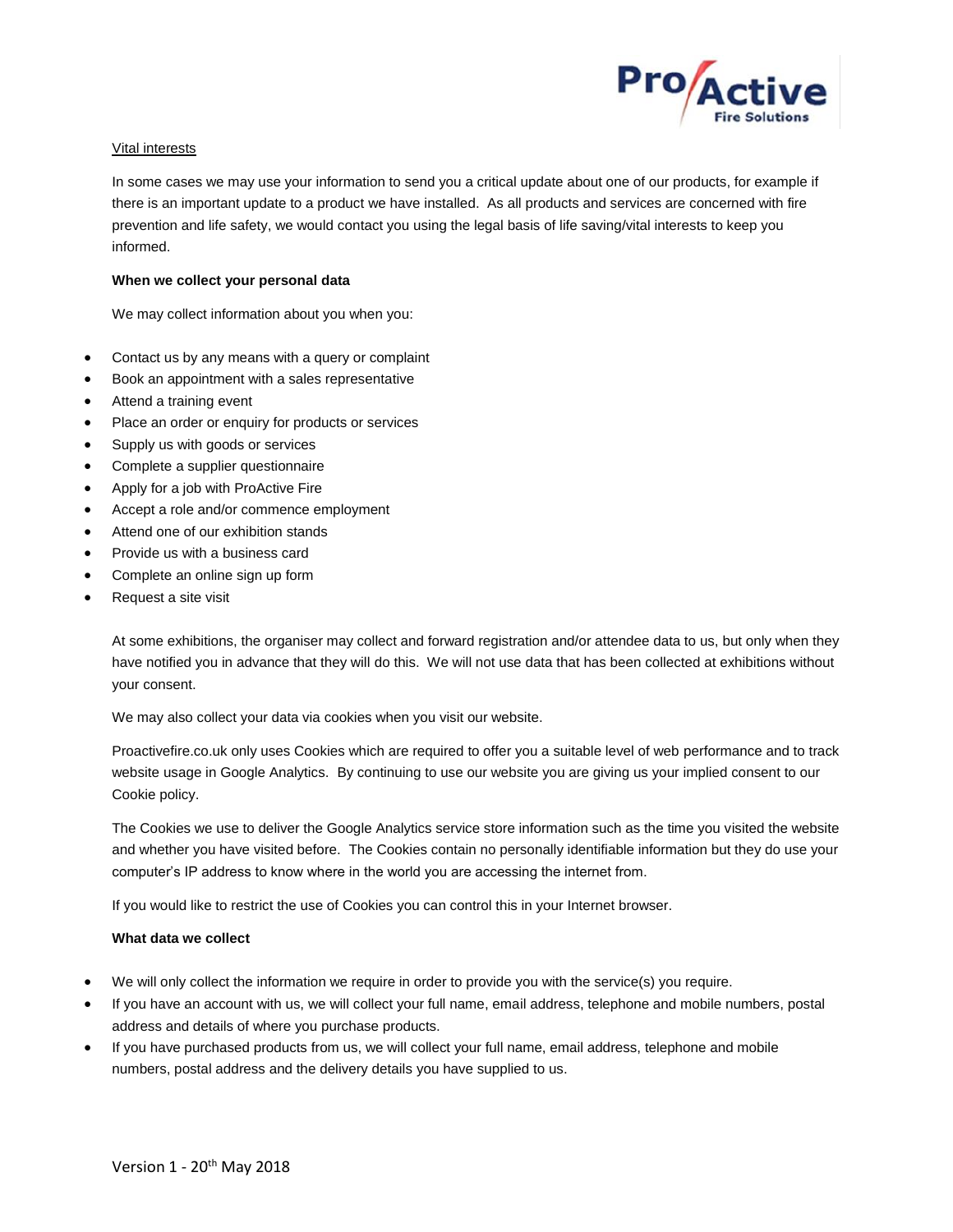Vital interests

In some cases we may use your information to send you a critical update about one of our products, for example if there is an important update to a product we have installed. As all products and services are concerned with fire prevention and life safety, we would contact you using the legal basis of life saving/vital interests to keep you informed.

**When we collect your personal data**

We may collect information about you when you:

- Contact us by any means with a query or complaint
- Book an appointment with a sales representative
- Attend a training event
- Place an order or enquiry for products or services
- Supply us with goods or services
- Complete a supplier questionnaire
- Apply for a job with ProActive Fire
- Accept a role and/or commence employment
- Attend one of our exhibition stands
- Provide us with a business card
- Complete an online sign up form
- Request a site visit

At some exhibitions, the organiser may collect and forward registration and/or attendee data to us, but only when they have notified you in advance that they will do this. We will not use data that has been collected at exhibitions without your consent.

We may also collect your data via cookies when you visit our website.

Proactivefire.co.uk only uses Cookies which are required to offer you a suitable level of web performance and to track website usage in Google Analytics. By continuing to use our website you are giving us your implied consent to our Cookie policy.

The Cookies we use to deliver the Google Analytics service store information such as the time you visited the website and whether you have visited before. The Cookies contain no personally identifiable information but they do use your computer's IP address to know where in the world you are accessing the internet from.

If you would like to restrict the use of Cookies you can control this in your Internet browser.

**What data we collect**

- We will only collect the information we require in order to provide you with the service(s) you require.
- If you have an account with us, we will collect your full name, email address, telephone and mobile numbers, postal address and details of where you purchase products.
- If you have purchased products from us, we will collect your full name, email address, telephone and mobile numbers, postal address and the delivery details you have supplied to us.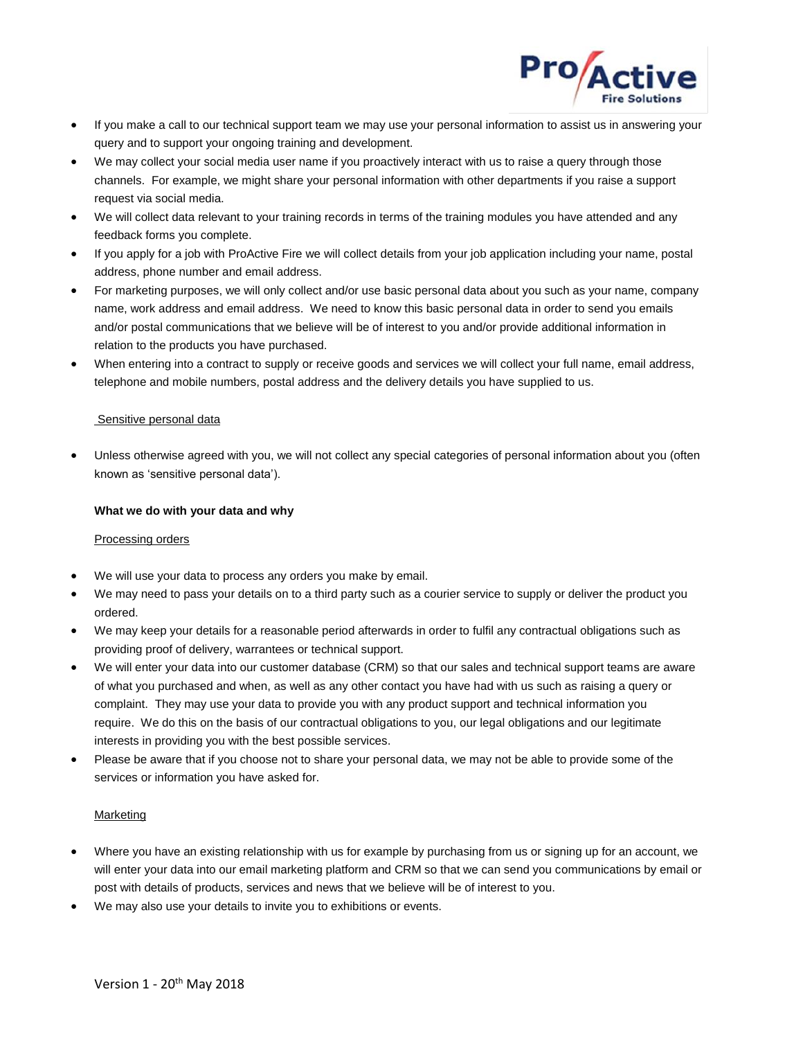- If you make a call to our technical support team we may use your personal information to assist us in answering your query and to support your ongoing training and development.
- We may collect your social media user name if you proactively interact with us to raise a query through those channels. For example, we might share your personal information with other departments if you raise a support request via social media.
- We will collect data relevant to your training records in terms of the training modules you have attended and any feedback forms you complete.
- If you apply for a job with ProActive Fire we will collect details from your job application including your name, postal address, phone number and email address.
- For marketing purposes, we will only collect and/or use basic personal data about you such as your name, company name, work address and email address. We need to know this basic personal data in order to send you emails and/or postal communications that we believe will be of interest to you and/or provide additional information in relation to the products you have purchased.
- When entering into a contract to supply or receive goods and services we will collect your full name, email address, telephone and mobile numbers, postal address and the delivery details you have supplied to us.

Sensitive personal data

- Unless otherwise agreed with you, we will not collect any special categories of personal information about you (often known as 'sensitive personal data').

**What we do with your data and why**

Processing orders

- We will use your data to process any orders you make by email.
- We may need to pass your details on to a third party such as a courier service to supply or deliver the product you ordered.
- We may keep your details for a reasonable period afterwards in order to fulfil any contractual obligations such as providing proof of delivery, warrantees or technical support.
- We will enter your data into our customer database (CRM) so that our sales and technical support teams are aware of what you purchased and when, as well as any other contact you have had with us such as raising a query or complaint. They may use your data to provide you with any product support and technical information you require. We do this on the basis of our contractual obligations to you, our legal obligations and our legitimate interests in providing you with the best possible services.
- Please be aware that if you choose not to share your personal data, we may not be able to provide some of the services or information you have asked for.

Marketing

- Where you have an existing relationship with us for example by purchasing from us or signing up for an account, we will enter your data into our email marketing platform and CRM so that we can send you communications by email or post with details of products, services and news that we believe will be of interest to you.
- We may also use your details to invite you to exhibitions or events.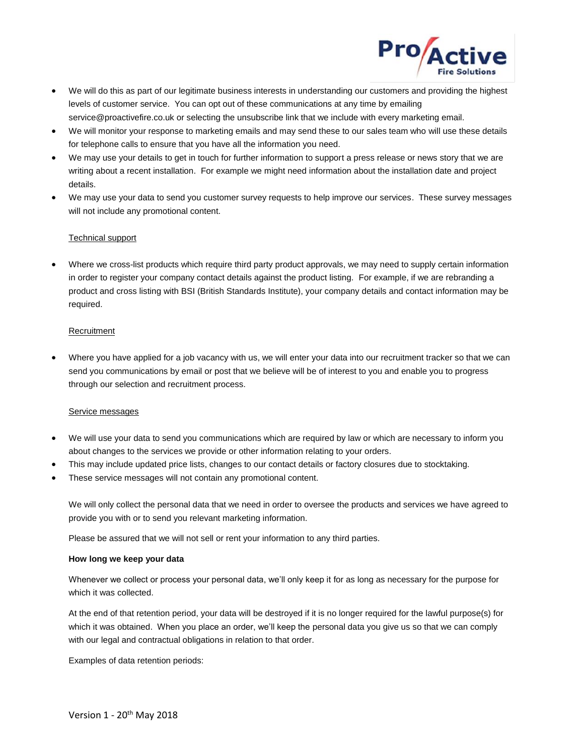- We will do this as part of our legitimate business interests in understanding our customers and providing the highest levels of customer service. You can opt out of these communications at any time by emailing service@proactivefire.co.uk or selecting the unsubscribe link that we include with every marketing email.
- We will monitor your response to marketing emails and may send these to our sales team who will use these details for telephone calls to ensure that you have all the information you need.
- We may use your details to get in touch for further information to support a press release or news story that we are writing about a recent installation. For example we might need information about the installation date and project details.
- We may use your data to send you customer survey requests to help improve our services. These survey messages will not include any promotional content.

<u>Technical support</u>

- Where we cross-list products which require third party product approvals, we may need to supply certain information in order to register your company contact details against the product listing. For example, if we are rebranding a product and cross listing with BSI (British Standards Institute), your company details and contact information may be required.

<u>Recruitment</u>

- Where you have applied for a job vacancy with us, we will enter your data into our recruitment tracker so that we can send you communications by email or post that we believe will be of interest to you and enable you to progress through our selection and recruitment process.

<u>Service messages</u>

- We will use your data to send you communications which are required by law or which are necessary to inform you about changes to the services we provide or other information relating to your orders.
- This may include updated price lists, changes to our contact details or factory closures due to stocktaking.
- These service messages will not contain any promotional content.

We will only collect the personal data that we need in order to oversee the products and services we have agreed to provide you with or to send you relevant marketing information.

Please be assured that we will not sell or rent your information to any third parties.

**How long we keep your data**

Whenever we collect or process your personal data, we'll only keep it for as long as necessary for the purpose for which it was collected.

At the end of that retention period, your data will be destroyed if it is no longer required for the lawful purpose(s) for which it was obtained. When you place an order, we'll keep the personal data you give us so that we can comply with our legal and contractual obligations in relation to that order.

Examples of data retention periods: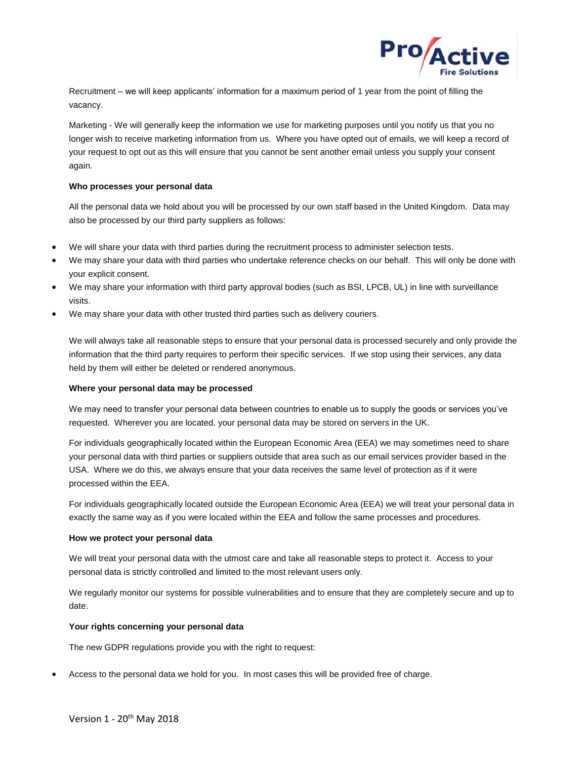Recruitment – we will keep applicants' information for a maximum period of 1 year from the point of filling the vacancy.

Marketing - We will generally keep the information we use for marketing purposes until you notify us that you no longer wish to receive marketing information from us. Where you have opted out of emails, we will keep a record of your request to opt out as this will ensure that you cannot be sent another email unless you supply your consent again.

**Who processes your personal data**

All the personal data we hold about you will be processed by our own staff based in the United Kingdom. Data may also be processed by our third party suppliers as follows:

- We will share your data with third parties during the recruitment process to administer selection tests.
- We may share your data with third parties who undertake reference checks on our behalf. This will only be done with your explicit consent.
- We may share your information with third party approval bodies (such as BSI, LPCB, UL) in line with surveillance visits.
- We may share your data with other trusted third parties such as delivery couriers.

We will always take all reasonable steps to ensure that your personal data is processed securely and only provide the information that the third party requires to perform their specific services. If we stop using their services, any data held by them will either be deleted or rendered anonymous.

**Where your personal data may be processed**

We may need to transfer your personal data between countries to enable us to supply the goods or services you've requested. Wherever you are located, your personal data may be stored on servers in the UK.

For individuals geographically located within the European Economic Area (EEA) we may sometimes need to share your personal data with third parties or suppliers outside that area such as our email services provider based in the USA. Where we do this, we always ensure that your data receives the same level of protection as if it were processed within the EEA.

For individuals geographically located outside the European Economic Area (EEA) we will treat your personal data in exactly the same way as if you were located within the EEA and follow the same processes and procedures.

**How we protect your personal data**

We will treat your personal data with the utmost care and take all reasonable steps to protect it. Access to your personal data is strictly controlled and limited to the most relevant users only.

We regularly monitor our systems for possible vulnerabilities and to ensure that they are completely secure and up to date.

**Your rights concerning your personal data**

The new GDPR regulations provide you with the right to request:

- Access to the personal data we hold for you. In most cases this will be provided free of charge.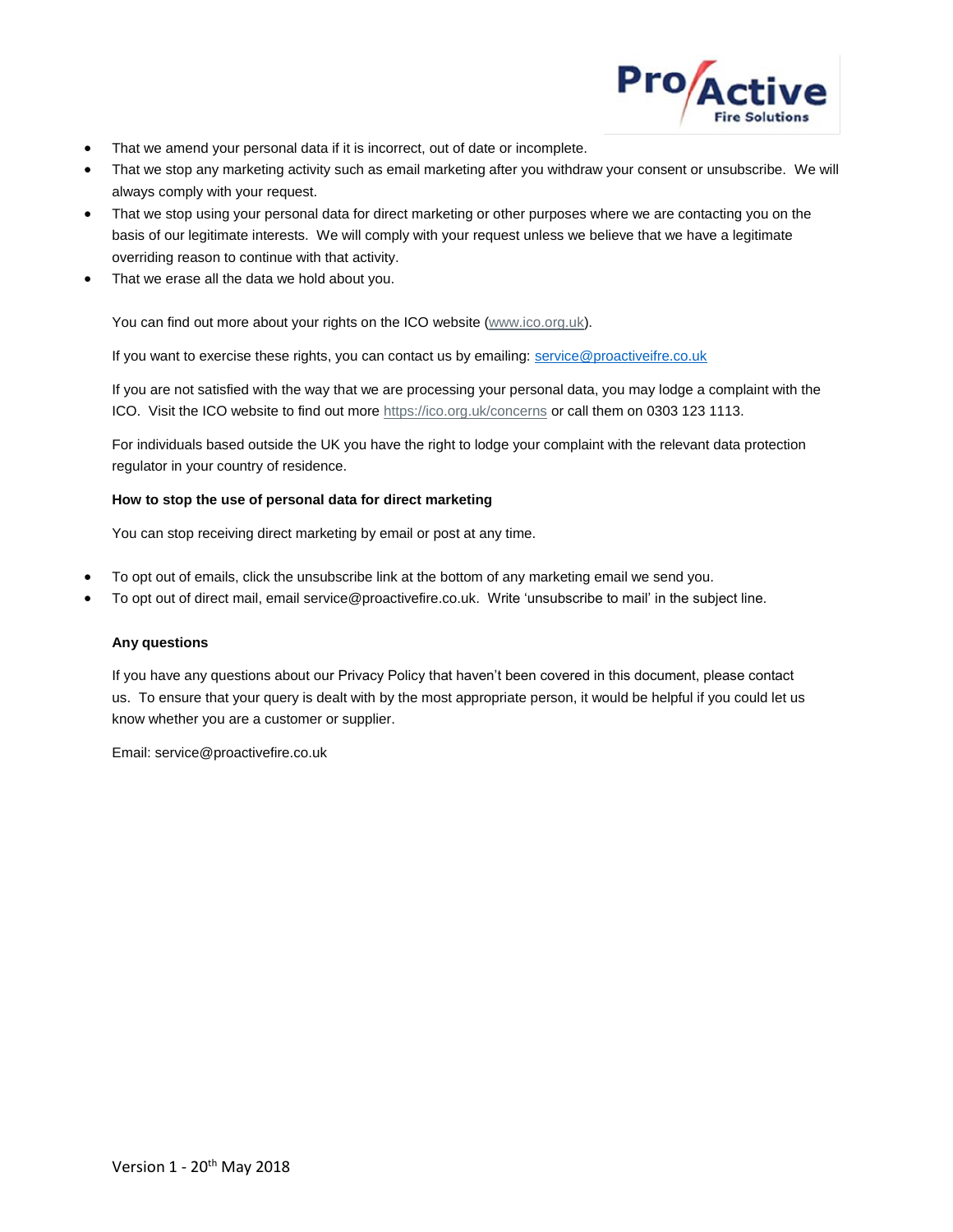- That we amend your personal data if it is incorrect, out of date or incomplete.
- That we stop any marketing activity such as email marketing after you withdraw your consent or unsubscribe. We will always comply with your request.
- That we stop using your personal data for direct marketing or other purposes where we are contacting you on the basis of our legitimate interests. We will comply with your request unless we believe that we have a legitimate overriding reason to continue with that activity.
- That we erase all the data we hold about you.

You can find out more about your rights on the ICO website (www.ico.org.uk).

If you want to exercise these rights, you can contact us by emailing: service@proactiveifre.co.uk

If you are not satisfied with the way that we are processing your personal data, you may lodge a complaint with the ICO. Visit the ICO website to find out more https://ico.org.uk/concerns or call them on 0303 123 1113.

For individuals based outside the UK you have the right to lodge your complaint with the relevant data protection regulator in your country of residence.

**How to stop the use of personal data for direct marketing**

You can stop receiving direct marketing by email or post at any time.

- To opt out of emails, click the unsubscribe link at the bottom of any marketing email we send you.
- To opt out of direct mail, email service@proactivefire.co.uk. Write 'unsubscribe to mail' in the subject line.

**Any questions**

If you have any questions about our Privacy Policy that haven't been covered in this document, please contact us. To ensure that your query is dealt with by the most appropriate person, it would be helpful if you could let us know whether you are a customer or supplier.

Email: service@proactivefire.co.uk

Version 1 - 20th May 2018